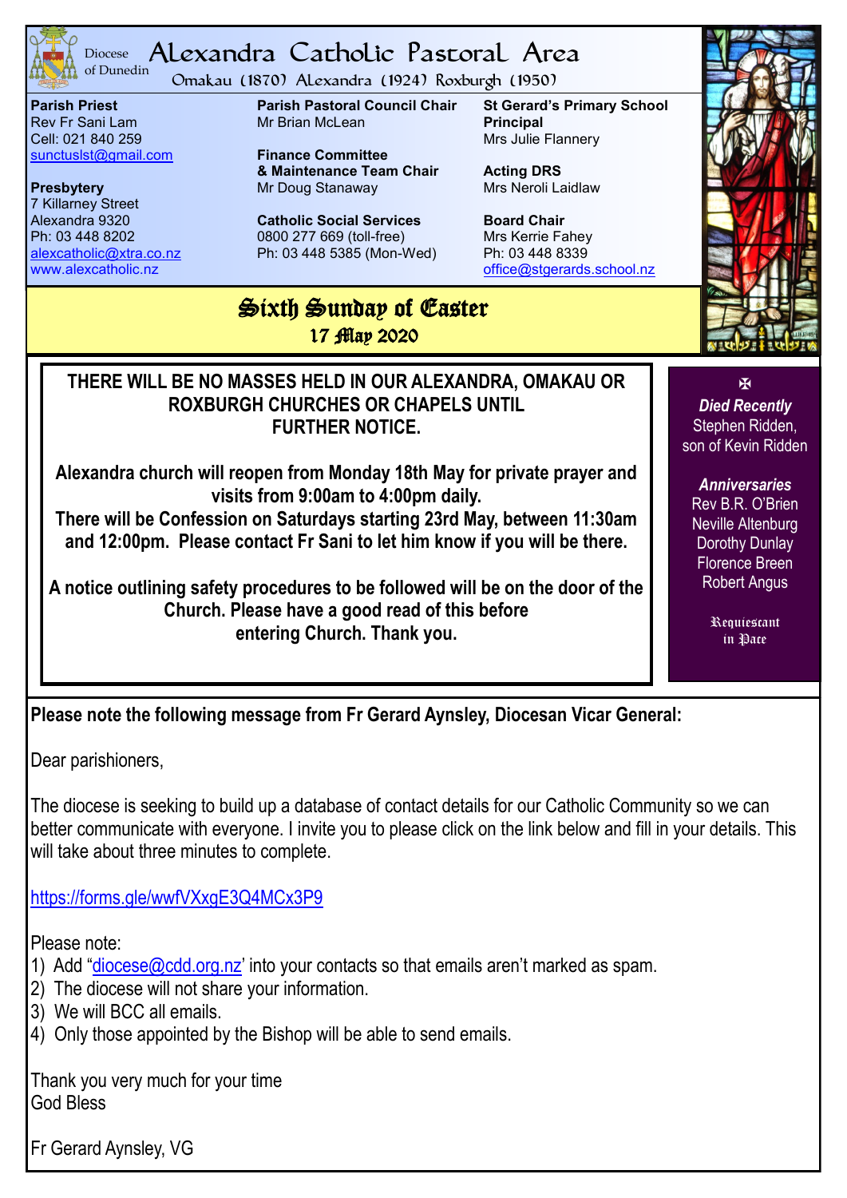Diocese of Dunedin

# Alexandra Catholic Pastoral Area

Omakau (1870) Alexandra (1924) Roxburgh (1950)

**Parish Priest**
Rev Fr Sani Lam
Cell: 021 840 259
sunctuslst@gmail.com

**Presbytery**
7 Killarney Street
Alexandra 9320
Ph: 03 448 8202
alexcatholic@xtra.co.nz
www.alexcatholic.nz

**Parish Pastoral Council Chair**
Mr Brian McLean

**Finance Committee & Maintenance Team Chair**
Mr Doug Stanaway

**Catholic Social Services**
0800 277 669 (toll-free)
Ph: 03 448 5385 (Mon-Wed)

**St Gerard's Primary School Principal**
Mrs Julie Flannery

**Acting DRS**
Mrs Neroli Laidlaw

**Board Chair**
Mrs Kerrie Fahey
Ph: 03 448 8339
office@stgerards.school.nz

## Sixth Sunday of Easter
17 May 2020

**THERE WILL BE NO MASSES HELD IN OUR ALEXANDRA, OMAKAU OR ROXBURGH CHURCHES OR CHAPELS UNTIL FURTHER NOTICE.**

**Alexandra church will reopen from Monday 18th May for private prayer and visits from 9:00am to 4:00pm daily.**
**There will be Confession on Saturdays starting 23rd May, between 11:30am and 12:00pm. Please contact Fr Sani to let him know if you will be there.**

**A notice outlining safety procedures to be followed will be on the door of the Church. Please have a good read of this before entering Church. Thank you.**

✠

***Died Recently***
Stephen Ridden, son of Kevin Ridden

***Anniversaries***
Rev B.R. O'Brien
Neville Altenburg
Dorothy Dunlay
Florence Breen
Robert Angus

Requiescant in Pace

**Please note the following message from Fr Gerard Aynsley, Diocesan Vicar General:**

Dear parishioners,

The diocese is seeking to build up a database of contact details for our Catholic Community so we can better communicate with everyone. I invite you to please click on the link below and fill in your details. This will take about three minutes to complete.

https://forms.gle/wwfVXxgE3Q4MCx3P9

Please note:
1) Add "diocese@cdd.org.nz' into your contacts so that emails aren't marked as spam.
2) The diocese will not share your information.
3) We will BCC all emails.
4) Only those appointed by the Bishop will be able to send emails.

Thank you very much for your time
God Bless

Fr Gerard Aynsley, VG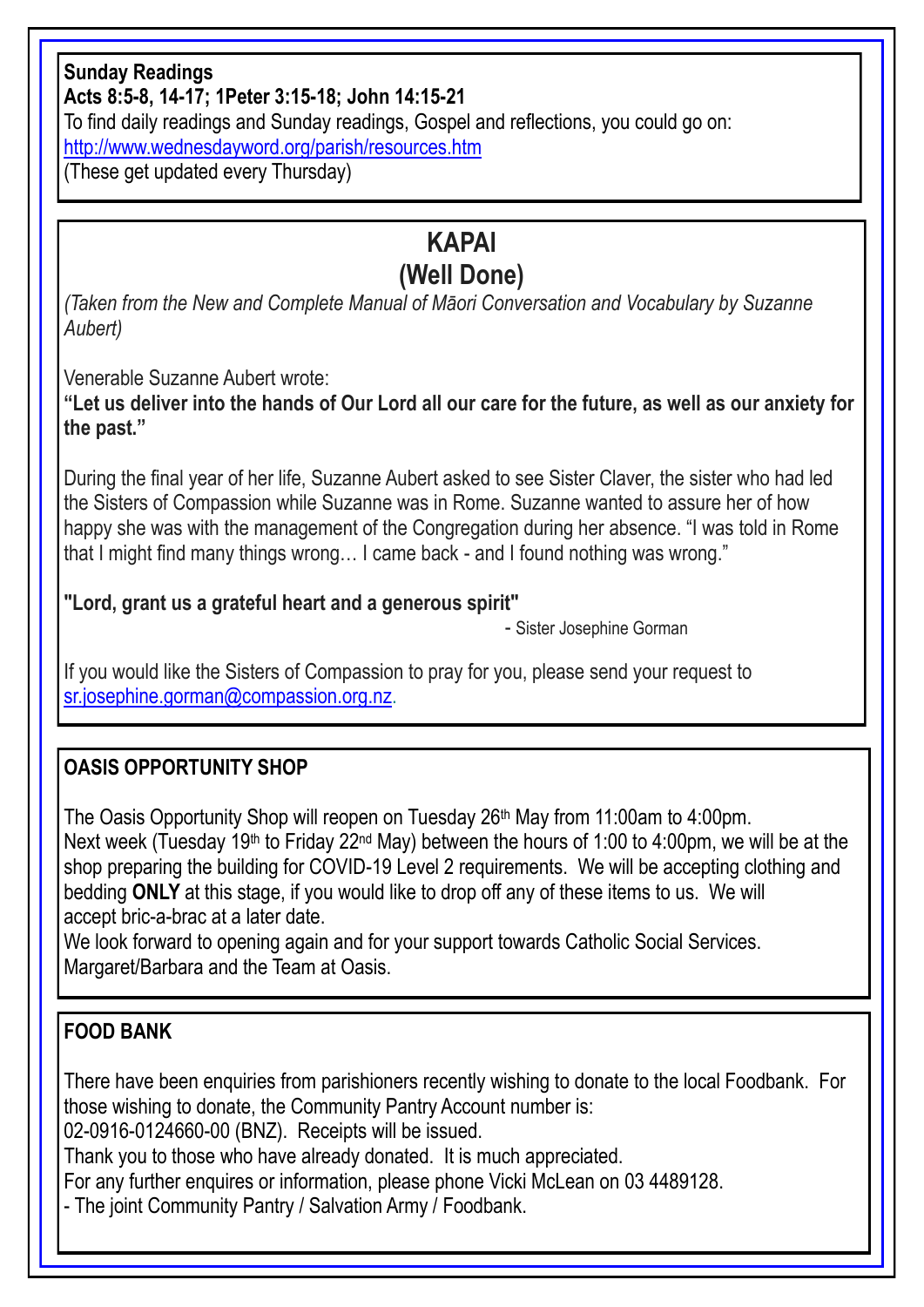**Sunday Readings**
**Acts 8:5-8, 14-17; 1Peter 3:15-18; John 14:15-21**
To find daily readings and Sunday readings, Gospel and reflections, you could go on:
http://www.wednesdayword.org/parish/resources.htm
(These get updated every Thursday)

## KAPAI
## (Well Done)

*(Taken from the New and Complete Manual of Māori Conversation and Vocabulary by Suzanne Aubert)*

Venerable Suzanne Aubert wrote:
**"Let us deliver into the hands of Our Lord all our care for the future, as well as our anxiety for the past."**

During the final year of her life, Suzanne Aubert asked to see Sister Claver, the sister who had led the Sisters of Compassion while Suzanne was in Rome. Suzanne wanted to assure her of how happy she was with the management of the Congregation during her absence. "I was told in Rome that I might find many things wrong… I came back - and I found nothing was wrong."

**"Lord, grant us a grateful heart and a generous spirit"**

- Sister Josephine Gorman

If you would like the Sisters of Compassion to pray for you, please send your request to sr.josephine.gorman@compassion.org.nz.

### OASIS OPPORTUNITY SHOP

The Oasis Opportunity Shop will reopen on Tuesday 26th May from 11:00am to 4:00pm.
Next week (Tuesday 19th to Friday 22nd May) between the hours of 1:00 to 4:00pm, we will be at the shop preparing the building for COVID-19 Level 2 requirements. We will be accepting clothing and bedding **ONLY** at this stage, if you would like to drop off any of these items to us. We will accept bric-a-brac at a later date.
We look forward to opening again and for your support towards Catholic Social Services.
Margaret/Barbara and the Team at Oasis.

### FOOD BANK

There have been enquiries from parishioners recently wishing to donate to the local Foodbank. For those wishing to donate, the Community Pantry Account number is:
02-0916-0124660-00 (BNZ). Receipts will be issued.
Thank you to those who have already donated. It is much appreciated.
For any further enquires or information, please phone Vicki McLean on 03 4489128.
- The joint Community Pantry / Salvation Army / Foodbank.